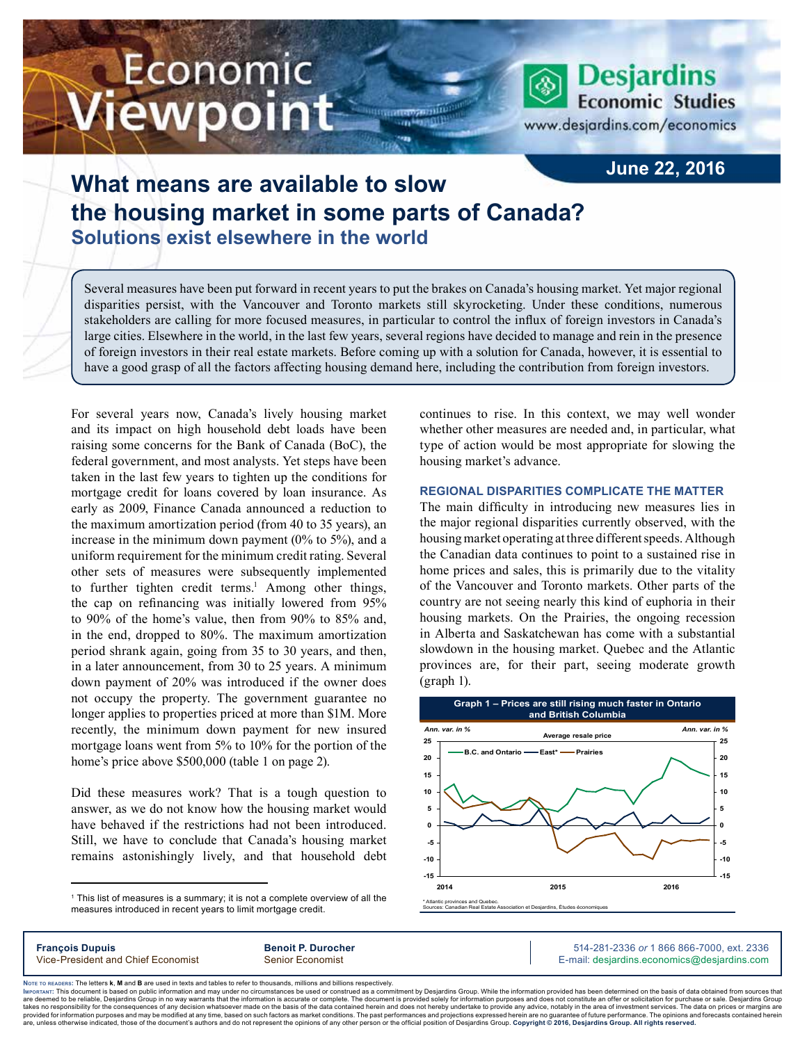# Economic Viewpoint

Desjardins Economic Studies
www.desjardins.com/economics

**June 22, 2016**

## What means are available to slow the housing market in some parts of Canada?

### Solutions exist elsewhere in the world

Several measures have been put forward in recent years to put the brakes on Canada's housing market. Yet major regional disparities persist, with the Vancouver and Toronto markets still skyrocketing. Under these conditions, numerous stakeholders are calling for more focused measures, in particular to control the influx of foreign investors in Canada's large cities. Elsewhere in the world, in the last few years, several regions have decided to manage and rein in the presence of foreign investors in their real estate markets. Before coming up with a solution for Canada, however, it is essential to have a good grasp of all the factors affecting housing demand here, including the contribution from foreign investors.

For several years now, Canada's lively housing market and its impact on high household debt loads have been raising some concerns for the Bank of Canada (BoC), the federal government, and most analysts. Yet steps have been taken in the last few years to tighten up the conditions for mortgage credit for loans covered by loan insurance. As early as 2009, Finance Canada announced a reduction to the maximum amortization period (from 40 to 35 years), an increase in the minimum down payment (0% to 5%), and a uniform requirement for the minimum credit rating. Several other sets of measures were subsequently implemented to further tighten credit terms.[1] Among other things, the cap on refinancing was initially lowered from 95% to 90% of the home's value, then from 90% to 85% and, in the end, dropped to 80%. The maximum amortization period shrank again, going from 35 to 30 years, and then, in a later announcement, from 30 to 25 years. A minimum down payment of 20% was introduced if the owner does not occupy the property. The government guarantee no longer applies to properties priced at more than $1M. More recently, the minimum down payment for new insured mortgage loans went from 5% to 10% for the portion of the home's price above $500,000 (table 1 on page 2).

Did these measures work? That is a tough question to answer, as we do not know how the housing market would have behaved if the restrictions had not been introduced. Still, we have to conclude that Canada's housing market remains astonishingly lively, and that household debt continues to rise. In this context, we may well wonder whether other measures are needed and, in particular, what type of action would be most appropriate for slowing the housing market's advance.

#### REGIONAL DISPARITIES COMPLICATE THE MATTER

The main difficulty in introducing new measures lies in the major regional disparities currently observed, with the housing market operating at three different speeds. Although the Canadian data continues to point to a sustained rise in home prices and sales, this is primarily due to the vitality of the Vancouver and Toronto markets. Other parts of the country are not seeing nearly this kind of euphoria in their housing markets. On the Prairies, the ongoing recession in Alberta and Saskatchewan has come with a substantial slowdown in the housing market. Quebec and the Atlantic provinces are, for their part, seeing moderate growth (graph 1).

**Graph 1 – Prices are still rising much faster in Ontario and British Columbia**

Average resale price (Ann. var. in %) — B.C. and Ontario; East*; Prairies — 2014 to 2016

\* Atlantic provinces and Quebec.
Sources: Canadian Real Estate Association et Desjardins, Études économiques

[1] This list of measures is a summary; it is not a complete overview of all the measures introduced in recent years to limit mortgage credit.

**François Dupuis**, Vice-President and Chief Economist
**Benoit P. Durocher**, Senior Economist
514-281-2336 *or* 1 866 866-7000, ext. 2336
E-mail: desjardins.economics@desjardins.com

Note to readers: The letters **k**, **M** and **B** are used in texts and tables to refer to thousands, millions and billions respectively.
Important: This document is based on public information and may under no circumstances be used or construed as a commitment by Desjardins Group. While the information provided has been determined on the basis of data obtained from sources that are deemed to be reliable, Desjardins Group in no way warrants that the information is accurate or complete. The document is provided solely for information purposes and does not constitute an offer or solicitation for purchase or sale. Desjardins Group takes no responsibility for the consequences of any decision whatsoever made on the basis of the data contained herein and does not hereby undertake to provide any advice, notably in the area of investment services. The data on prices or margins are provided for information purposes and may be modified at any time, based on such factors as market conditions. The past performances and projections expressed herein are no guarantee of future performance. The opinions and forecasts contained herein are, unless otherwise indicated, those of the document's authors and do not represent the opinions of any other person or the official position of Desjardins Group. **Copyright © 2016, Desjardins Group. All rights reserved.**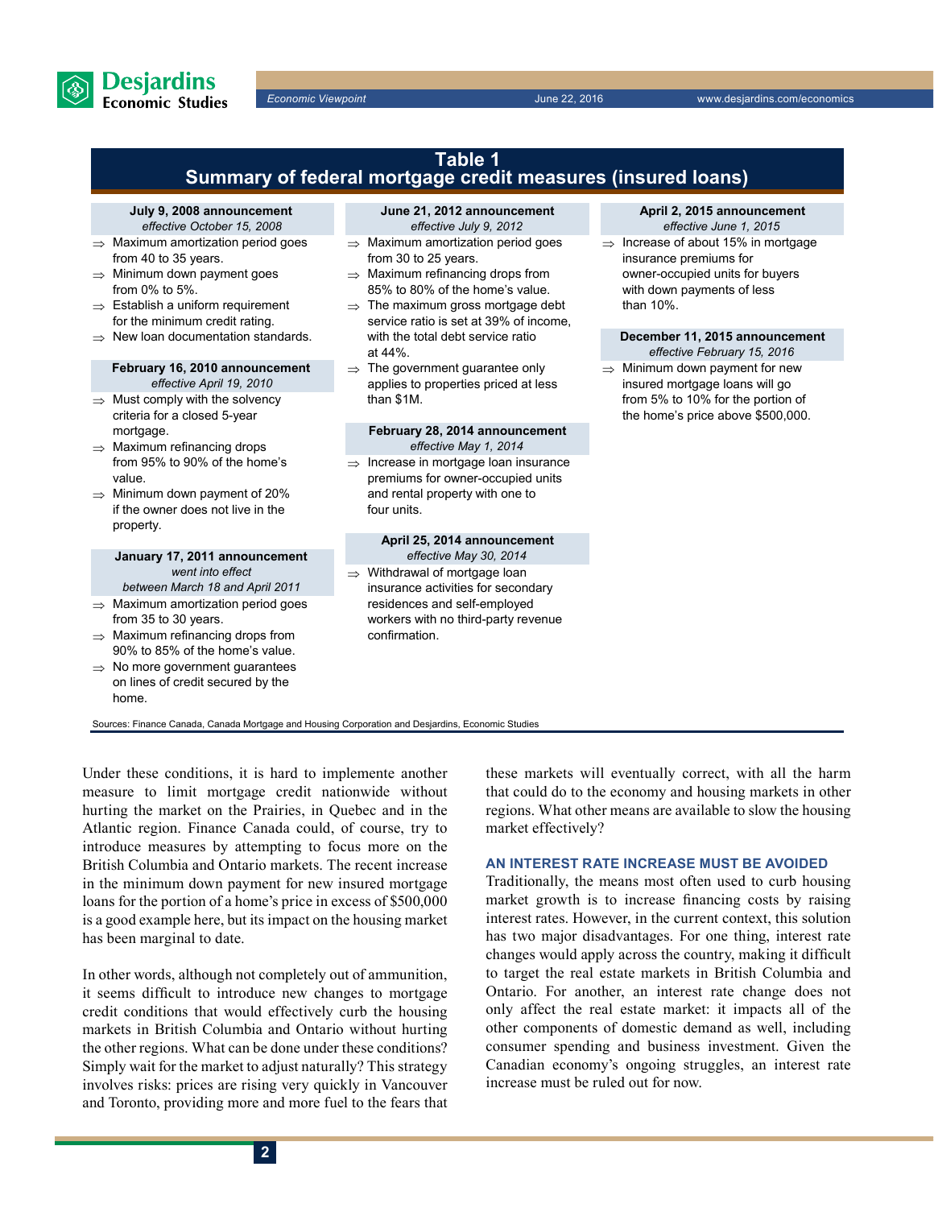**Table 1**
**Summary of federal mortgage credit measures (insured loans)**

**July 9, 2008 announcement**
*effective October 15, 2008*

- ⇒ Maximum amortization period goes from 40 to 35 years.
- ⇒ Minimum down payment goes from 0% to 5%.
- ⇒ Establish a uniform requirement for the minimum credit rating.
- ⇒ New loan documentation standards.

**February 16, 2010 announcement**
*effective April 19, 2010*

- ⇒ Must comply with the solvency criteria for a closed 5-year mortgage.
- ⇒ Maximum refinancing drops from 95% to 90% of the home's value.
- ⇒ Minimum down payment of 20% if the owner does not live in the property.

**January 17, 2011 announcement**
*went into effect between March 18 and April 2011*

- ⇒ Maximum amortization period goes from 35 to 30 years.
- ⇒ Maximum refinancing drops from 90% to 85% of the home's value.
- ⇒ No more government guarantees on lines of credit secured by the home.

**June 21, 2012 announcement**
*effective July 9, 2012*

- ⇒ Maximum amortization period goes from 30 to 25 years.
- ⇒ Maximum refinancing drops from 85% to 80% of the home's value.
- ⇒ The maximum gross mortgage debt service ratio is set at 39% of income, with the total debt service ratio at 44%.
- ⇒ The government guarantee only applies to properties priced at less than $1M.

**February 28, 2014 announcement**
*effective May 1, 2014*

- ⇒ Increase in mortgage loan insurance premiums for owner-occupied units and rental property with one to four units.

**April 25, 2014 announcement**
*effective May 30, 2014*

- ⇒ Withdrawal of mortgage loan insurance activities for secondary residences and self-employed workers with no third-party revenue confirmation.

**April 2, 2015 announcement**
*effective June 1, 2015*

- ⇒ Increase of about 15% in mortgage insurance premiums for owner-occupied units for buyers with down payments of less than 10%.

**December 11, 2015 announcement**
*effective February 15, 2016*

- ⇒ Minimum down payment for new insured mortgage loans will go from 5% to 10% for the portion of the home's price above $500,000.

Sources: Finance Canada, Canada Mortgage and Housing Corporation and Desjardins, Economic Studies

Under these conditions, it is hard to implemente another measure to limit mortgage credit nationwide without hurting the market on the Prairies, in Quebec and in the Atlantic region. Finance Canada could, of course, try to introduce measures by attempting to focus more on the British Columbia and Ontario markets. The recent increase in the minimum down payment for new insured mortgage loans for the portion of a home's price in excess of $500,000 is a good example here, but its impact on the housing market has been marginal to date.

In other words, although not completely out of ammunition, it seems difficult to introduce new changes to mortgage credit conditions that would effectively curb the housing markets in British Columbia and Ontario without hurting the other regions. What can be done under these conditions? Simply wait for the market to adjust naturally? This strategy involves risks: prices are rising very quickly in Vancouver and Toronto, providing more and more fuel to the fears that these markets will eventually correct, with all the harm that could do to the economy and housing markets in other regions. What other means are available to slow the housing market effectively?

## AN INTEREST RATE INCREASE MUST BE AVOIDED

Traditionally, the means most often used to curb housing market growth is to increase financing costs by raising interest rates. However, in the current context, this solution has two major disadvantages. For one thing, interest rate changes would apply across the country, making it difficult to target the real estate markets in British Columbia and Ontario. For another, an interest rate change does not only affect the real estate market: it impacts all of the other components of domestic demand as well, including consumer spending and business investment. Given the Canadian economy's ongoing struggles, an interest rate increase must be ruled out for now.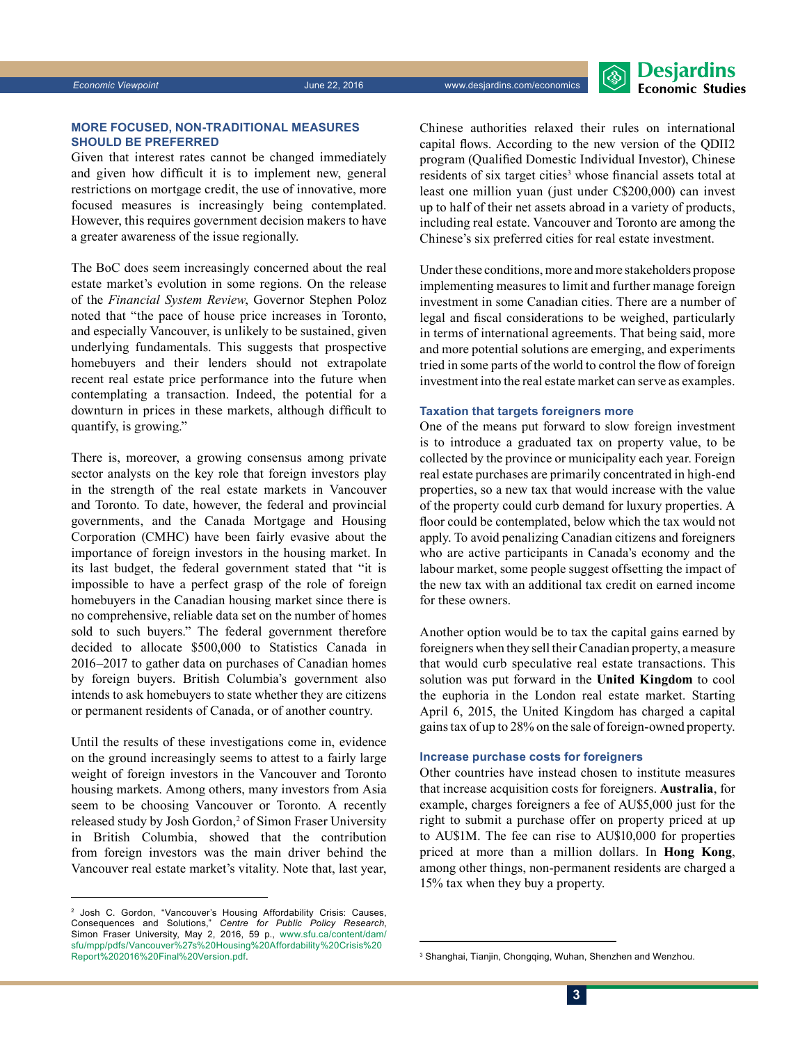## MORE FOCUSED, NON-TRADITIONAL MEASURES SHOULD BE PREFERRED

Given that interest rates cannot be changed immediately and given how difficult it is to implement new, general restrictions on mortgage credit, the use of innovative, more focused measures is increasingly being contemplated. However, this requires government decision makers to have a greater awareness of the issue regionally.

The BoC does seem increasingly concerned about the real estate market's evolution in some regions. On the release of the *Financial System Review*, Governor Stephen Poloz noted that "the pace of house price increases in Toronto, and especially Vancouver, is unlikely to be sustained, given underlying fundamentals. This suggests that prospective homebuyers and their lenders should not extrapolate recent real estate price performance into the future when contemplating a transaction. Indeed, the potential for a downturn in prices in these markets, although difficult to quantify, is growing."

There is, moreover, a growing consensus among private sector analysts on the key role that foreign investors play in the strength of the real estate markets in Vancouver and Toronto. To date, however, the federal and provincial governments, and the Canada Mortgage and Housing Corporation (CMHC) have been fairly evasive about the importance of foreign investors in the housing market. In its last budget, the federal government stated that "it is impossible to have a perfect grasp of the role of foreign homebuyers in the Canadian housing market since there is no comprehensive, reliable data set on the number of homes sold to such buyers." The federal government therefore decided to allocate $500,000 to Statistics Canada in 2016–2017 to gather data on purchases of Canadian homes by foreign buyers. British Columbia's government also intends to ask homebuyers to state whether they are citizens or permanent residents of Canada, or of another country.

Until the results of these investigations come in, evidence on the ground increasingly seems to attest to a fairly large weight of foreign investors in the Vancouver and Toronto housing markets. Among others, many investors from Asia seem to be choosing Vancouver or Toronto. A recently released study by Josh Gordon,[2] of Simon Fraser University in British Columbia, showed that the contribution from foreign investors was the main driver behind the Vancouver real estate market's vitality. Note that, last year, Chinese authorities relaxed their rules on international capital flows. According to the new version of the QDII2 program (Qualified Domestic Individual Investor), Chinese residents of six target cities[3] whose financial assets total at least one million yuan (just under C$200,000) can invest up to half of their net assets abroad in a variety of products, including real estate. Vancouver and Toronto are among the Chinese's six preferred cities for real estate investment.

Under these conditions, more and more stakeholders propose implementing measures to limit and further manage foreign investment in some Canadian cities. There are a number of legal and fiscal considerations to be weighed, particularly in terms of international agreements. That being said, more and more potential solutions are emerging, and experiments tried in some parts of the world to control the flow of foreign investment into the real estate market can serve as examples.

### Taxation that targets foreigners more

One of the means put forward to slow foreign investment is to introduce a graduated tax on property value, to be collected by the province or municipality each year. Foreign real estate purchases are primarily concentrated in high-end properties, so a new tax that would increase with the value of the property could curb demand for luxury properties. A floor could be contemplated, below which the tax would not apply. To avoid penalizing Canadian citizens and foreigners who are active participants in Canada's economy and the labour market, some people suggest offsetting the impact of the new tax with an additional tax credit on earned income for these owners.

Another option would be to tax the capital gains earned by foreigners when they sell their Canadian property, a measure that would curb speculative real estate transactions. This solution was put forward in the **United Kingdom** to cool the euphoria in the London real estate market. Starting April 6, 2015, the United Kingdom has charged a capital gains tax of up to 28% on the sale of foreign-owned property.

### Increase purchase costs for foreigners

Other countries have instead chosen to institute measures that increase acquisition costs for foreigners. **Australia**, for example, charges foreigners a fee of AU$5,000 just for the right to submit a purchase offer on property priced at up to AU$1M. The fee can rise to AU$10,000 for properties priced at more than a million dollars. In **Hong Kong**, among other things, non-permanent residents are charged a 15% tax when they buy a property.

---

[2] Josh C. Gordon, "Vancouver's Housing Affordability Crisis: Causes, Consequences and Solutions," *Centre for Public Policy Research*, Simon Fraser University, May 2, 2016, 59 p., www.sfu.ca/content/dam/sfu/mpp/pdfs/Vancouver%27s%20Housing%20Affordability%20Crisis%20Report%202016%20Final%20Version.pdf.

[3] Shanghai, Tianjin, Chongqing, Wuhan, Shenzhen and Wenzhou.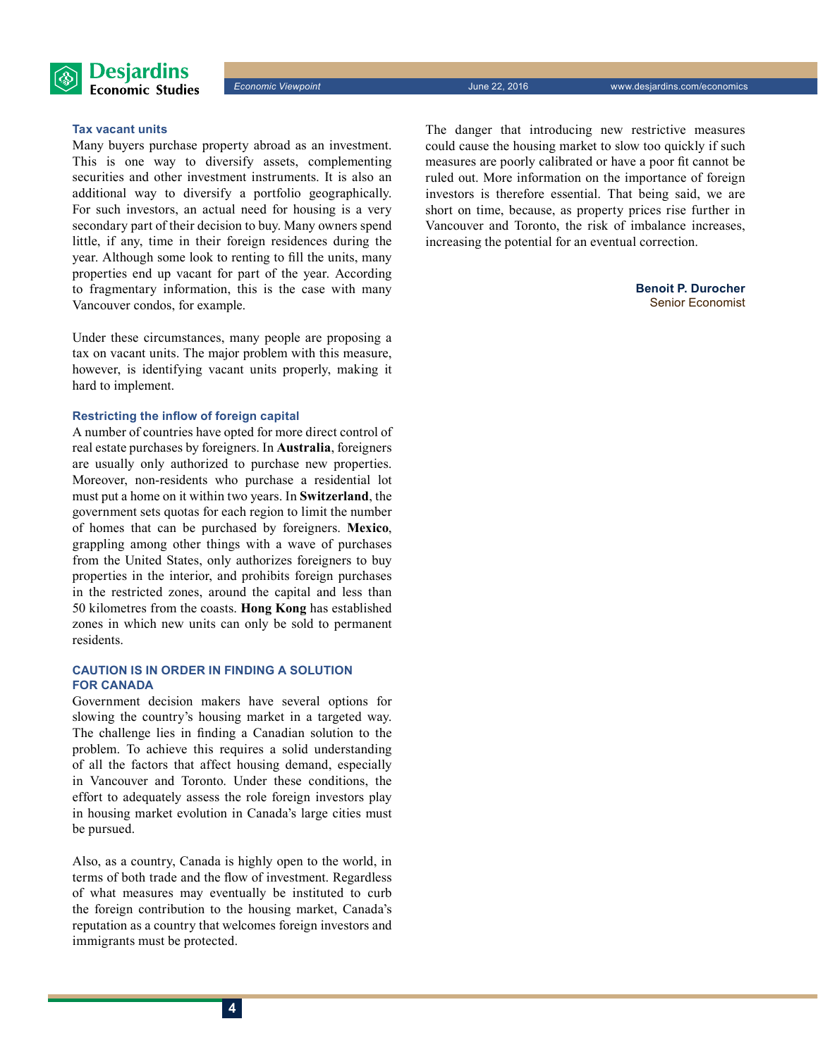### Tax vacant units

Many buyers purchase property abroad as an investment. This is one way to diversify assets, complementing securities and other investment instruments. It is also an additional way to diversify a portfolio geographically. For such investors, an actual need for housing is a very secondary part of their decision to buy. Many owners spend little, if any, time in their foreign residences during the year. Although some look to renting to fill the units, many properties end up vacant for part of the year. According to fragmentary information, this is the case with many Vancouver condos, for example.

Under these circumstances, many people are proposing a tax on vacant units. The major problem with this measure, however, is identifying vacant units properly, making it hard to implement.

### Restricting the inflow of foreign capital

A number of countries have opted for more direct control of real estate purchases by foreigners. In **Australia**, foreigners are usually only authorized to purchase new properties. Moreover, non-residents who purchase a residential lot must put a home on it within two years. In **Switzerland**, the government sets quotas for each region to limit the number of homes that can be purchased by foreigners. **Mexico**, grappling among other things with a wave of purchases from the United States, only authorizes foreigners to buy properties in the interior, and prohibits foreign purchases in the restricted zones, around the capital and less than 50 kilometres from the coasts. **Hong Kong** has established zones in which new units can only be sold to permanent residents.

## CAUTION IS IN ORDER IN FINDING A SOLUTION FOR CANADA

Government decision makers have several options for slowing the country's housing market in a targeted way. The challenge lies in finding a Canadian solution to the problem. To achieve this requires a solid understanding of all the factors that affect housing demand, especially in Vancouver and Toronto. Under these conditions, the effort to adequately assess the role foreign investors play in housing market evolution in Canada's large cities must be pursued.

Also, as a country, Canada is highly open to the world, in terms of both trade and the flow of investment. Regardless of what measures may eventually be instituted to curb the foreign contribution to the housing market, Canada's reputation as a country that welcomes foreign investors and immigrants must be protected.

The danger that introducing new restrictive measures could cause the housing market to slow too quickly if such measures are poorly calibrated or have a poor fit cannot be ruled out. More information on the importance of foreign investors is therefore essential. That being said, we are short on time, because, as property prices rise further in Vancouver and Toronto, the risk of imbalance increases, increasing the potential for an eventual correction.

**Benoit P. Durocher**
Senior Economist